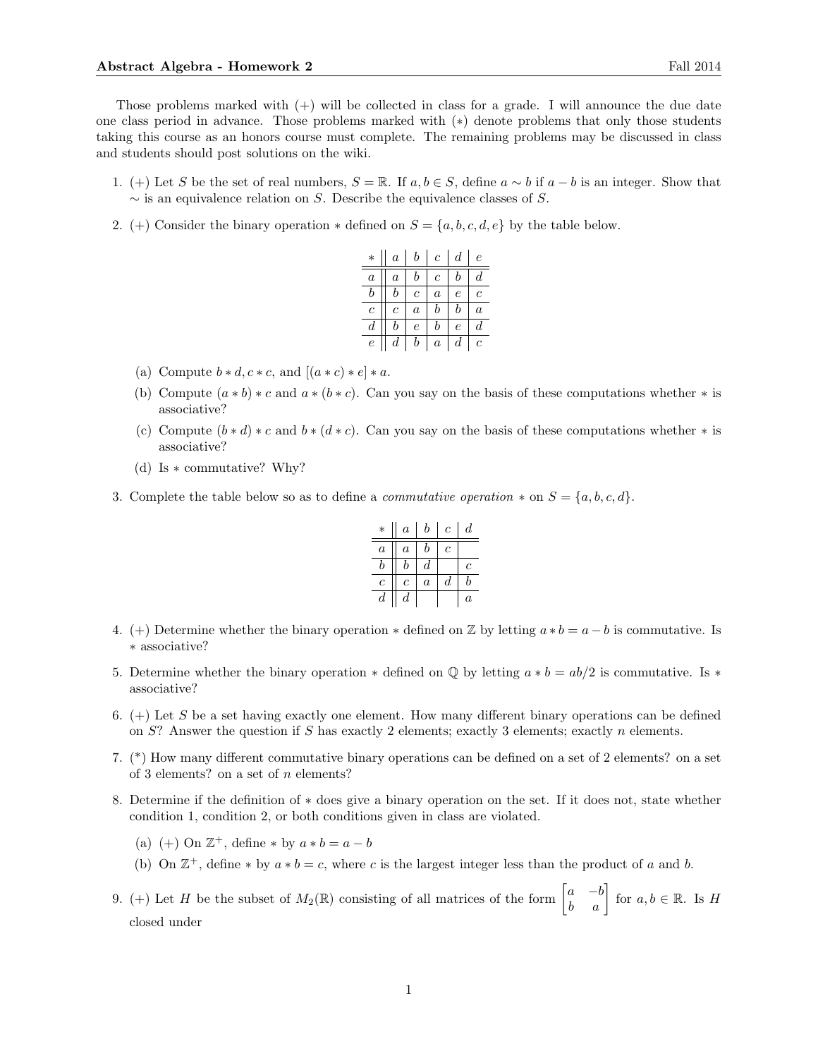**Abstract Algebra - Homework 2** Fall 2014

Those problems marked with (+) will be collected in class for a grade. I will announce the due date one class period in advance. Those problems marked with (*) denote problems that only those students taking this course as an honors course must complete. The remaining problems may be discussed in class and students should post solutions on the wiki.

1. (+) Let $S$ be the set of real numbers, $S = \mathbb{R}$. If $a, b \in S$, define $a \sim b$ if $a - b$ is an integer. Show that $\sim$ is an equivalence relation on $S$. Describe the equivalence classes of $S$.

2. (+) Consider the binary operation $*$ defined on $S = \{a, b, c, d, e\}$ by the table below.

| $*$ | $a$ | $b$ | $c$ | $d$ | $e$ |
|---|---|---|---|---|---|
| $a$ | $a$ | $b$ | $c$ | $b$ | $d$ |
| $b$ | $b$ | $c$ | $a$ | $e$ | $c$ |
| $c$ | $c$ | $a$ | $b$ | $b$ | $a$ |
| $d$ | $b$ | $e$ | $b$ | $e$ | $d$ |
| $e$ | $d$ | $b$ | $a$ | $d$ | $c$ |

   (a) Compute $b * d, c * c$, and $[(a * c) * e] * a$.

   (b) Compute $(a * b) * c$ and $a * (b * c)$. Can you say on the basis of these computations whether $*$ is associative?

   (c) Compute $(b * d) * c$ and $b * (d * c)$. Can you say on the basis of these computations whether $*$ is associative?

   (d) Is $*$ commutative? Why?

3. Complete the table below so as to define a *commutative operation* $*$ on $S = \{a, b, c, d\}$.

| $*$ | $a$ | $b$ | $c$ | $d$ |
|---|---|---|---|---|
| $a$ | $a$ | $b$ | $c$ | |
| $b$ | $b$ | $d$ | | $c$ |
| $c$ | $c$ | $a$ | $d$ | $b$ |
| $d$ | $d$ | | | $a$ |

4. (+) Determine whether the binary operation $*$ defined on $\mathbb{Z}$ by letting $a * b = a - b$ is commutative. Is $*$ associative?

5. Determine whether the binary operation $*$ defined on $\mathbb{Q}$ by letting $a * b = ab/2$ is commutative. Is $*$ associative?

6. (+) Let $S$ be a set having exactly one element. How many different binary operations can be defined on $S$? Answer the question if $S$ has exactly 2 elements; exactly 3 elements; exactly $n$ elements.

7. (*) How many different commutative binary operations can be defined on a set of 2 elements? on a set of 3 elements? on a set of $n$ elements?

8. Determine if the definition of $*$ does give a binary operation on the set. If it does not, state whether condition 1, condition 2, or both conditions given in class are violated.

   (a) (+) On $\mathbb{Z}^+$, define $*$ by $a * b = a - b$

   (b) On $\mathbb{Z}^+$, define $*$ by $a * b = c$, where $c$ is the largest integer less than the product of $a$ and $b$.

9. (+) Let $H$ be the subset of $M_2(\mathbb{R})$ consisting of all matrices of the form $\begin{bmatrix} a & -b \\ b & a \end{bmatrix}$ for $a, b \in \mathbb{R}$. Is $H$ closed under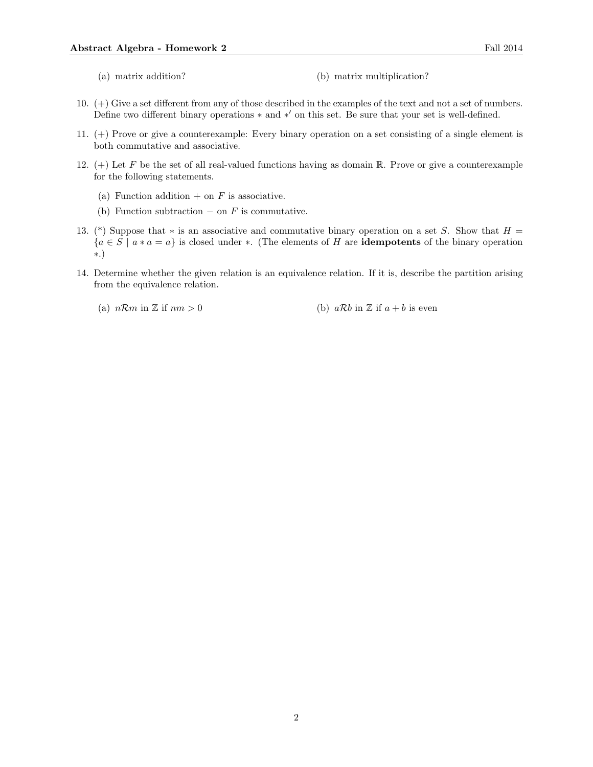(a) matrix addition?

(b) matrix multiplication?

10. (+) Give a set different from any of those described in the examples of the text and not a set of numbers. Define two different binary operations $*$ and $*'$ on this set. Be sure that your set is well-defined.

11. (+) Prove or give a counterexample: Every binary operation on a set consisting of a single element is both commutative and associative.

12. (+) Let $F$ be the set of all real-valued functions having as domain $\mathbb{R}$. Prove or give a counterexample for the following statements.

    (a) Function addition $+$ on $F$ is associative.

    (b) Function subtraction $-$ on $F$ is commutative.

13. (*) Suppose that $*$ is an associative and commutative binary operation on a set $S$. Show that $H = \{a \in S \mid a * a = a\}$ is closed under $*$. (The elements of $H$ are **idempotents** of the binary operation $*$.)

14. Determine whether the given relation is an equivalence relation. If it is, describe the partition arising from the equivalence relation.

    (a) $n\mathcal{R}m$ in $\mathbb{Z}$ if $nm > 0$

    (b) $a\mathcal{R}b$ in $\mathbb{Z}$ if $a + b$ is even